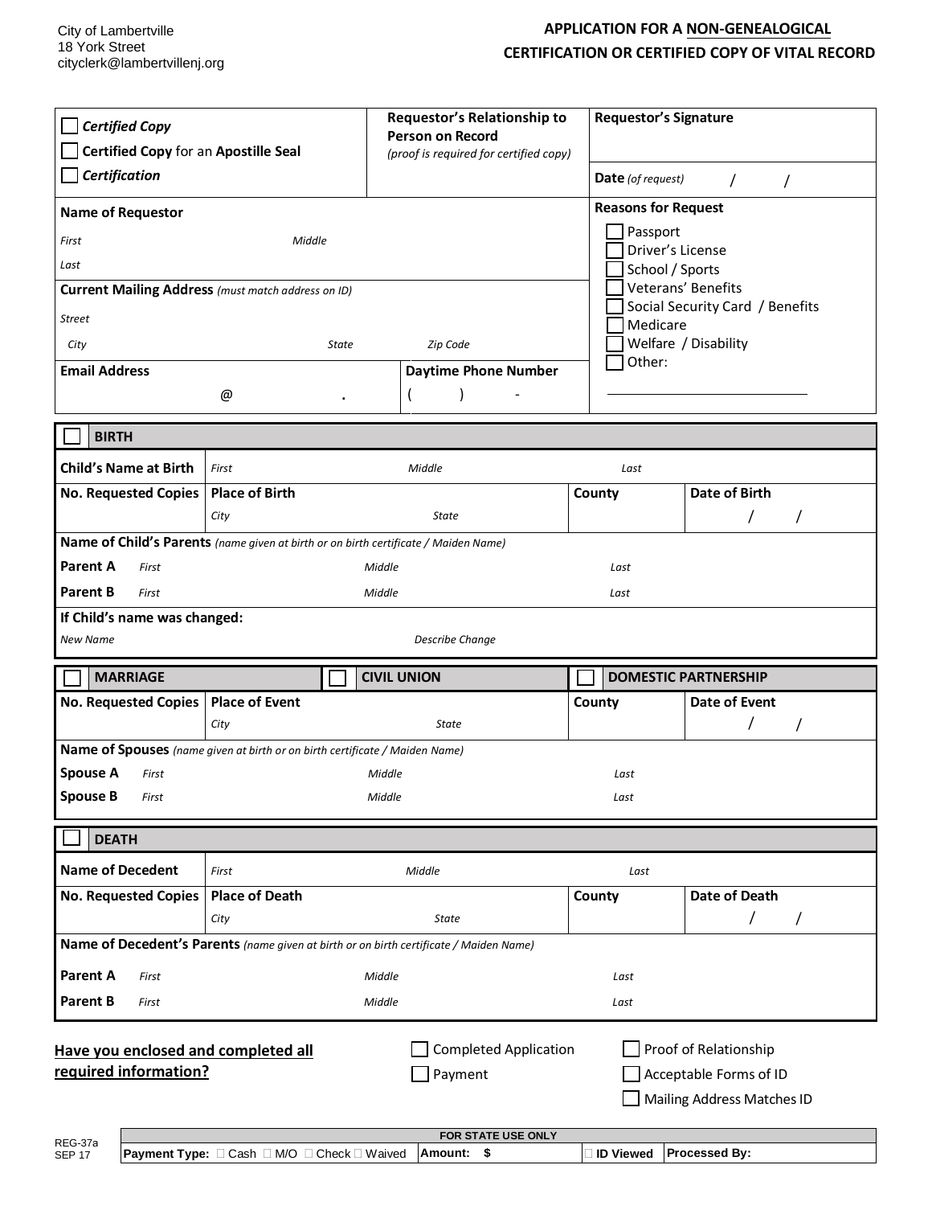City of Lambertville
18 York Street
cityclerk@lambertvillenj.org

# APPLICATION FOR A NON-GENEALOGICAL CERTIFICATION OR CERTIFIED COPY OF VITAL RECORD

| ☐ ***Certified Copy*** <br> ☐ **Certified Copy** for an **Apostille Seal** <br> ☐ ***Certification*** | **Requestor's Relationship to Person on Record** *(proof is required for certified copy)* | **Requestor's Signature** <br><br> **Date** *(of request)* / / |
|---|---|---|

| **Name of Requestor** <br> *First* *Middle* <br> *Last* | **Reasons for Request** |
|---|---|
| **Current Mailing Address** *(must match address on ID)* <br> *Street* <br> *City* *State* *Zip Code* | ☐ Passport <br> ☐ Driver's License <br> ☐ School / Sports <br> ☐ Veterans' Benefits <br> ☐ Social Security Card / Benefits <br> ☐ Medicare <br> ☐ Welfare / Disability <br> ☐ Other: ____________ |
| **Email Address** @ . &nbsp;&nbsp; **Daytime Phone Number** ( ) - | |

## ☐ BIRTH

| **Child's Name at Birth** | *First* | *Middle* | *Last* |
|---|---|---|---|
| **No. Requested Copies** | **Place of Birth** <br> *City* *State* | **County** | **Date of Birth** / / |
| **Name of Child's Parents** *(name given at birth or on birth certificate / Maiden Name)* | | | |
| **Parent A** *First* | *Middle* | *Last* | |
| **Parent B** *First* | *Middle* | *Last* | |
| **If Child's name was changed:** | | | |
| *New Name* | *Describe Change* | | |

## ☐ MARRIAGE ☐ CIVIL UNION ☐ DOMESTIC PARTNERSHIP

| **No. Requested Copies** | **Place of Event** <br> *City* *State* | **County** | **Date of Event** / / |
|---|---|---|---|
| **Name of Spouses** *(name given at birth or on birth certificate / Maiden Name)* | | | |
| **Spouse A** *First* | *Middle* | *Last* | |
| **Spouse B** *First* | *Middle* | *Last* | |

## ☐ DEATH

| **Name of Decedent** | *First* | *Middle* | *Last* |
|---|---|---|---|
| **No. Requested Copies** | **Place of Death** <br> *City* *State* | **County** | **Date of Death** / / |
| **Name of Decedent's Parents** *(name given at birth or on birth certificate / Maiden Name)* | | | |
| **Parent A** *First* | *Middle* | *Last* | |
| **Parent B** *First* | *Middle* | *Last* | |

**Have you enclosed and completed all required information?**

☐ Completed Application ☐ Proof of Relationship
☐ Payment ☐ Acceptable Forms of ID
☐ Mailing Address Matches ID

REG-37a
SEP 17

| FOR STATE USE ONLY | | | |
|---|---|---|---|
| **Payment Type:** ☐ Cash ☐ M/O ☐ Check ☐ Waived | **Amount: $** | ☐ **ID Viewed** | **Processed By:** |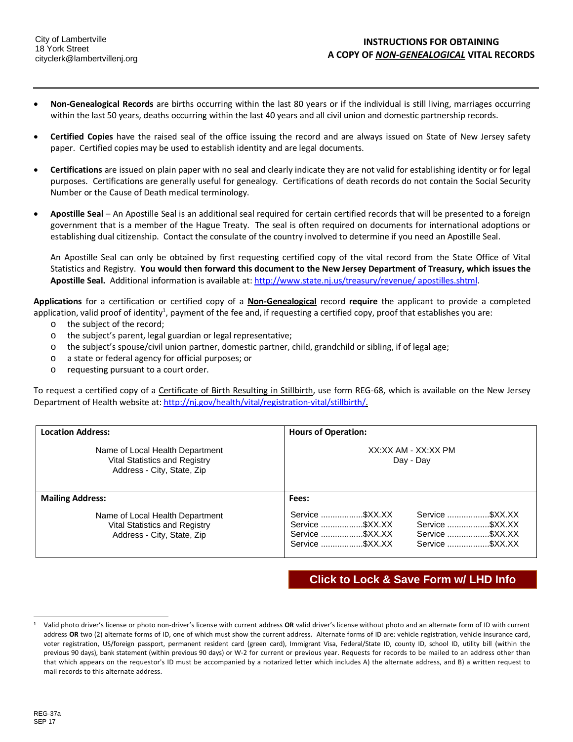City of Lambertville
18 York Street
cityclerk@lambertvillenj.org

## INSTRUCTIONS FOR OBTAINING A COPY OF ***NON-GENEALOGICAL*** VITAL RECORDS

- **Non-Genealogical Records** are births occurring within the last 80 years or if the individual is still living, marriages occurring within the last 50 years, deaths occurring within the last 40 years and all civil union and domestic partnership records.

- **Certified Copies** have the raised seal of the office issuing the record and are always issued on State of New Jersey safety paper. Certified copies may be used to establish identity and are legal documents.

- **Certifications** are issued on plain paper with no seal and clearly indicate they are not valid for establishing identity or for legal purposes. Certifications are generally useful for genealogy. Certifications of death records do not contain the Social Security Number or the Cause of Death medical terminology.

- **Apostille Seal** – An Apostille Seal is an additional seal required for certain certified records that will be presented to a foreign government that is a member of the Hague Treaty. The seal is often required on documents for international adoptions or establishing dual citizenship. Contact the consulate of the country involved to determine if you need an Apostille Seal.

  An Apostille Seal can only be obtained by first requesting certified copy of the vital record from the State Office of Vital Statistics and Registry. **You would then forward this document to the New Jersey Department of Treasury, which issues the Apostille Seal.** Additional information is available at: http://www.state.nj.us/treasury/revenue/ apostilles.shtml.

**Applications** for a certification or certified copy of a **Non-Genealogical** record **require** the applicant to provide a completed application, valid proof of identity[1], payment of the fee and, if requesting a certified copy, proof that establishes you are:

- the subject of the record;
- the subject's parent, legal guardian or legal representative;
- the subject's spouse/civil union partner, domestic partner, child, grandchild or sibling, if of legal age;
- a state or federal agency for official purposes; or
- requesting pursuant to a court order.

To request a certified copy of a Certificate of Birth Resulting in Stillbirth, use form REG-68, which is available on the New Jersey Department of Health website at: http://nj.gov/health/vital/registration-vital/stillbirth/.

| **Location Address:** | **Hours of Operation:** |
|---|---|
| Name of Local Health Department<br>Vital Statistics and Registry<br>Address - City, State, Zip | XX:XX AM - XX:XX PM<br>Day - Day |
| **Mailing Address:** | **Fees:** |
| Name of Local Health Department<br>Vital Statistics and Registry<br>Address - City, State, Zip | Service ..................$XX.XX &nbsp; Service ..................$XX.XX<br>Service ..................$XX.XX &nbsp; Service ..................$XX.XX<br>Service ..................$XX.XX &nbsp; Service ..................$XX.XX<br>Service ..................$XX.XX &nbsp; Service ..................$XX.XX |

Click to Lock & Save Form w/ LHD Info

[1] Valid photo driver's license or photo non-driver's license with current address **OR** valid driver's license without photo and an alternate form of ID with current address **OR** two (2) alternate forms of ID, one of which must show the current address. Alternate forms of ID are: vehicle registration, vehicle insurance card, voter registration, US/foreign passport, permanent resident card (green card), Immigrant Visa, Federal/State ID, county ID, school ID, utility bill (within the previous 90 days), bank statement (within previous 90 days) or W-2 for current or previous year. Requests for records to be mailed to an address other than that which appears on the requestor's ID must be accompanied by a notarized letter which includes A) the alternate address, and B) a written request to mail records to this alternate address.

REG-37a
SEP 17